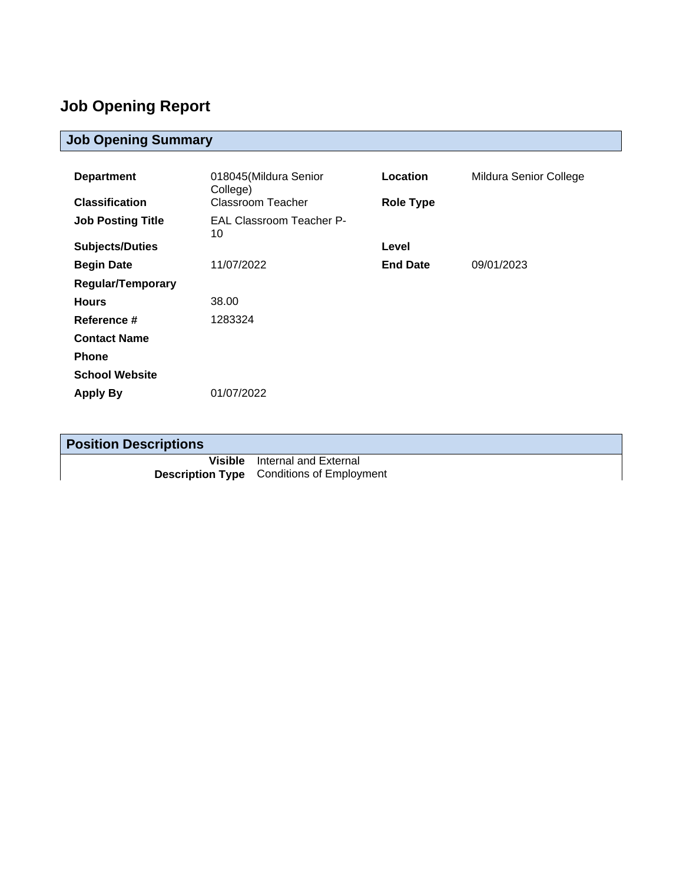# Job Opening Report

## Job Opening Summary

| | | | |
|---|---|---|---|
| **Department** | 018045(Mildura Senior College) | **Location** | Mildura Senior College |
| **Classification** | Classroom Teacher | **Role Type** | |
| **Job Posting Title** | EAL Classroom Teacher P-10 | | |
| **Subjects/Duties** | | **Level** | |
| **Begin Date** | 11/07/2022 | **End Date** | 09/01/2023 |
| **Regular/Temporary** | | | |
| **Hours** | 38.00 | | |
| **Reference #** | 1283324 | | |
| **Contact Name** | | | |
| **Phone** | | | |
| **School Website** | | | |
| **Apply By** | 01/07/2022 | | |

## Position Descriptions

**Visible** Internal and External

**Description Type** Conditions of Employment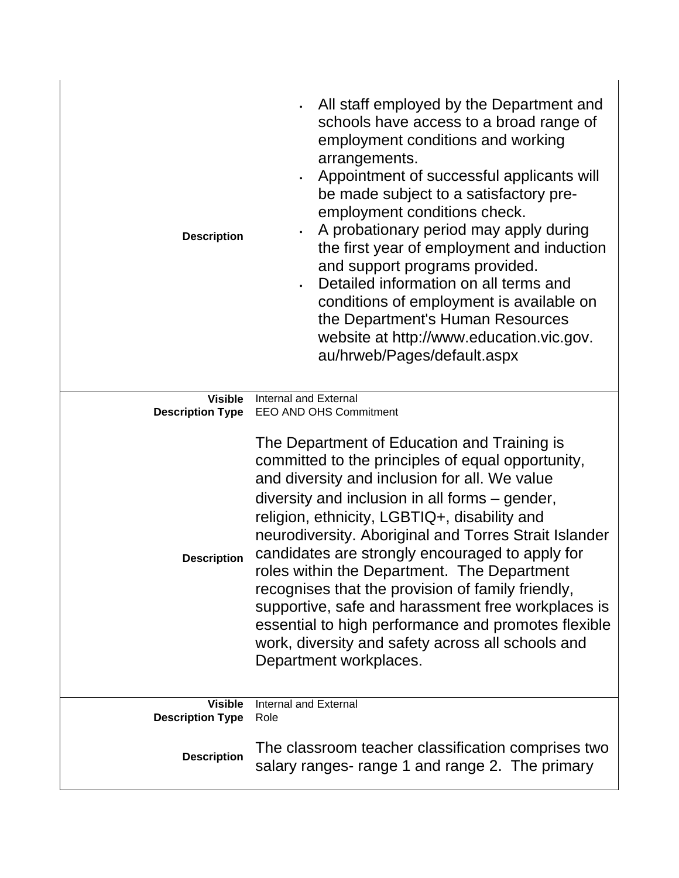| | |
|---|---|
| **Description** | • All staff employed by the Department and schools have access to a broad range of employment conditions and working arrangements.<br>• Appointment of successful applicants will be made subject to a satisfactory pre-employment conditions check.<br>• A probationary period may apply during the first year of employment and induction and support programs provided.<br>• Detailed information on all terms and conditions of employment is available on the Department's Human Resources website at http://www.education.vic.gov.au/hrweb/Pages/default.aspx |
| **Visible** | Internal and External |
| **Description Type** | EEO AND OHS Commitment |
| **Description** | The Department of Education and Training is committed to the principles of equal opportunity, and diversity and inclusion for all. We value diversity and inclusion in all forms – gender, religion, ethnicity, LGBTIQ+, disability and neurodiversity. Aboriginal and Torres Strait Islander candidates are strongly encouraged to apply for roles within the Department. The Department recognises that the provision of family friendly, supportive, safe and harassment free workplaces is essential to high performance and promotes flexible work, diversity and safety across all schools and Department workplaces. |
| **Visible** | Internal and External |
| **Description Type** | Role |
| **Description** | The classroom teacher classification comprises two salary ranges- range 1 and range 2. The primary |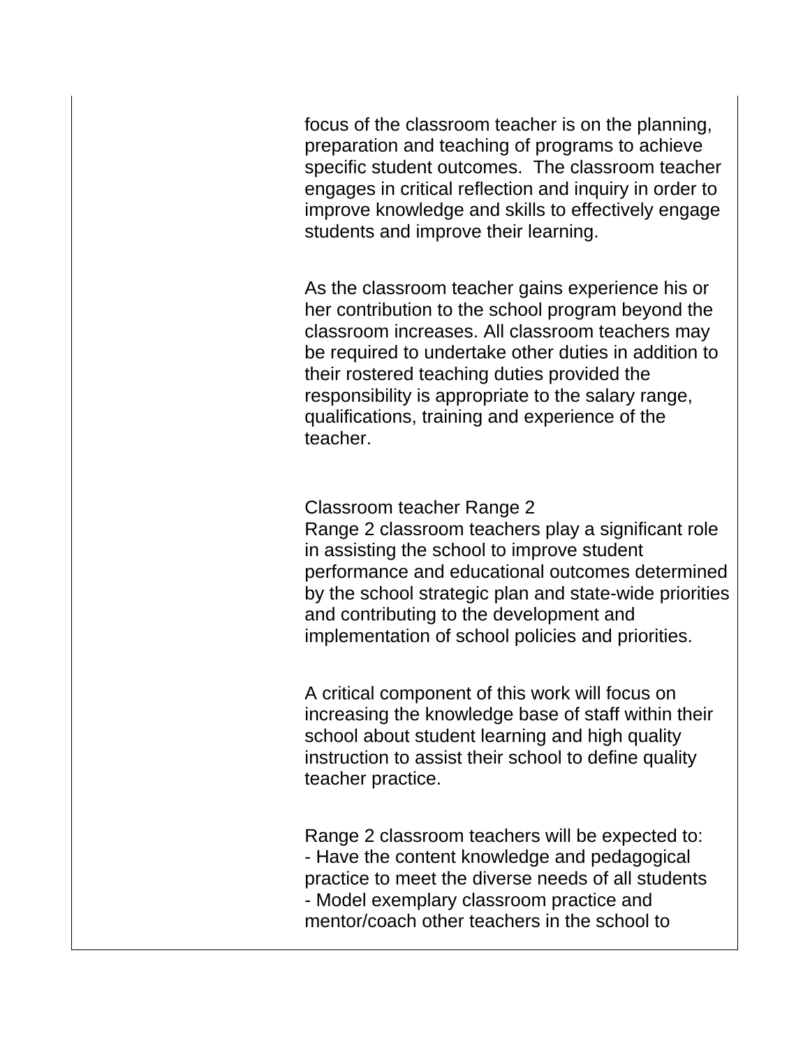focus of the classroom teacher is on the planning, preparation and teaching of programs to achieve specific student outcomes. The classroom teacher engages in critical reflection and inquiry in order to improve knowledge and skills to effectively engage students and improve their learning.

As the classroom teacher gains experience his or her contribution to the school program beyond the classroom increases. All classroom teachers may be required to undertake other duties in addition to their rostered teaching duties provided the responsibility is appropriate to the salary range, qualifications, training and experience of the teacher.

Classroom teacher Range 2
Range 2 classroom teachers play a significant role in assisting the school to improve student performance and educational outcomes determined by the school strategic plan and state-wide priorities and contributing to the development and implementation of school policies and priorities.

A critical component of this work will focus on increasing the knowledge base of staff within their school about student learning and high quality instruction to assist their school to define quality teacher practice.

Range 2 classroom teachers will be expected to:
- Have the content knowledge and pedagogical practice to meet the diverse needs of all students
- Model exemplary classroom practice and mentor/coach other teachers in the school to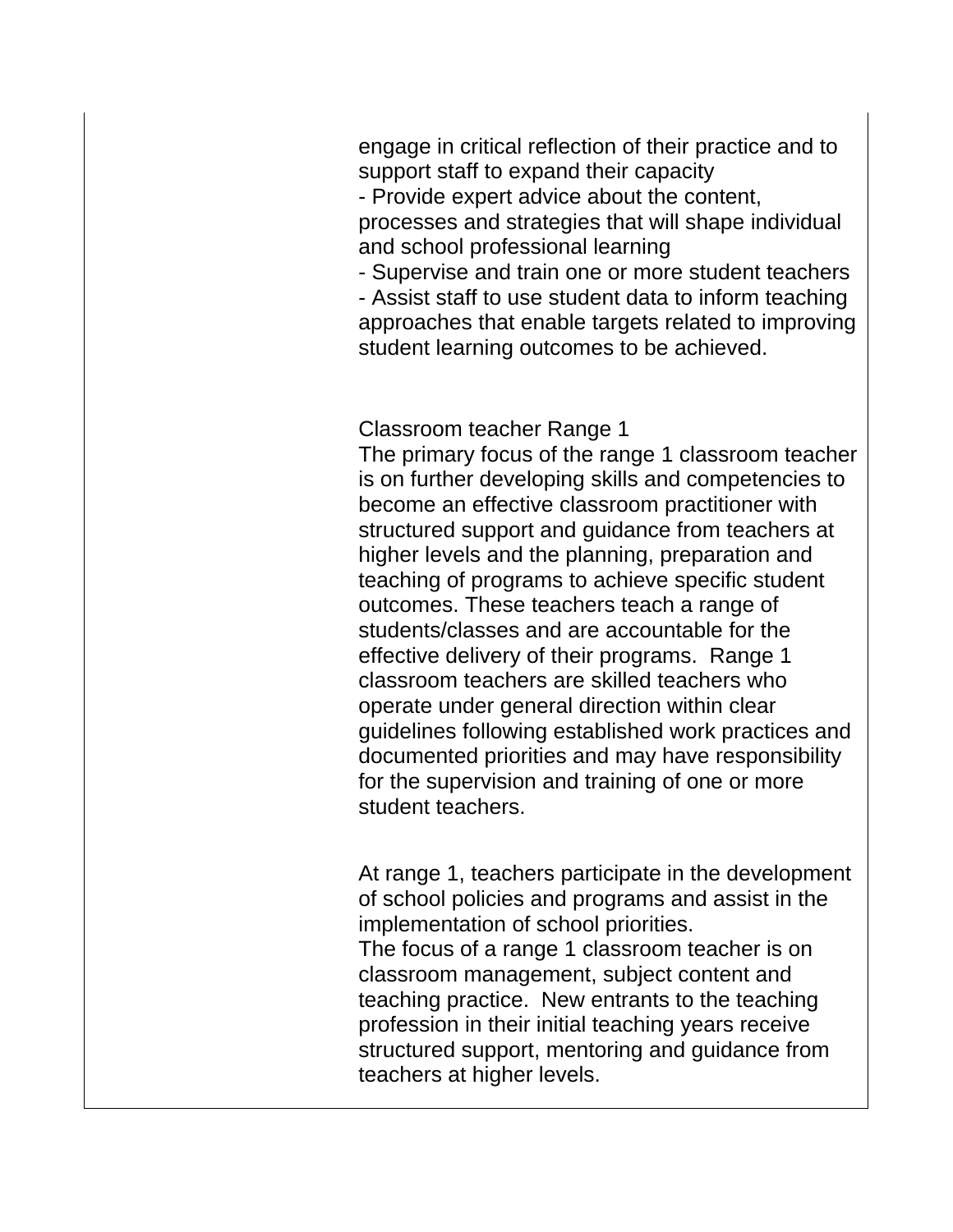engage in critical reflection of their practice and to support staff to expand their capacity
- Provide expert advice about the content, processes and strategies that will shape individual and school professional learning
- Supervise and train one or more student teachers
- Assist staff to use student data to inform teaching approaches that enable targets related to improving student learning outcomes to be achieved.

Classroom teacher Range 1
The primary focus of the range 1 classroom teacher is on further developing skills and competencies to become an effective classroom practitioner with structured support and guidance from teachers at higher levels and the planning, preparation and teaching of programs to achieve specific student outcomes. These teachers teach a range of students/classes and are accountable for the effective delivery of their programs. Range 1 classroom teachers are skilled teachers who operate under general direction within clear guidelines following established work practices and documented priorities and may have responsibility for the supervision and training of one or more student teachers.

At range 1, teachers participate in the development of school policies and programs and assist in the implementation of school priorities.
The focus of a range 1 classroom teacher is on classroom management, subject content and teaching practice. New entrants to the teaching profession in their initial teaching years receive structured support, mentoring and guidance from teachers at higher levels.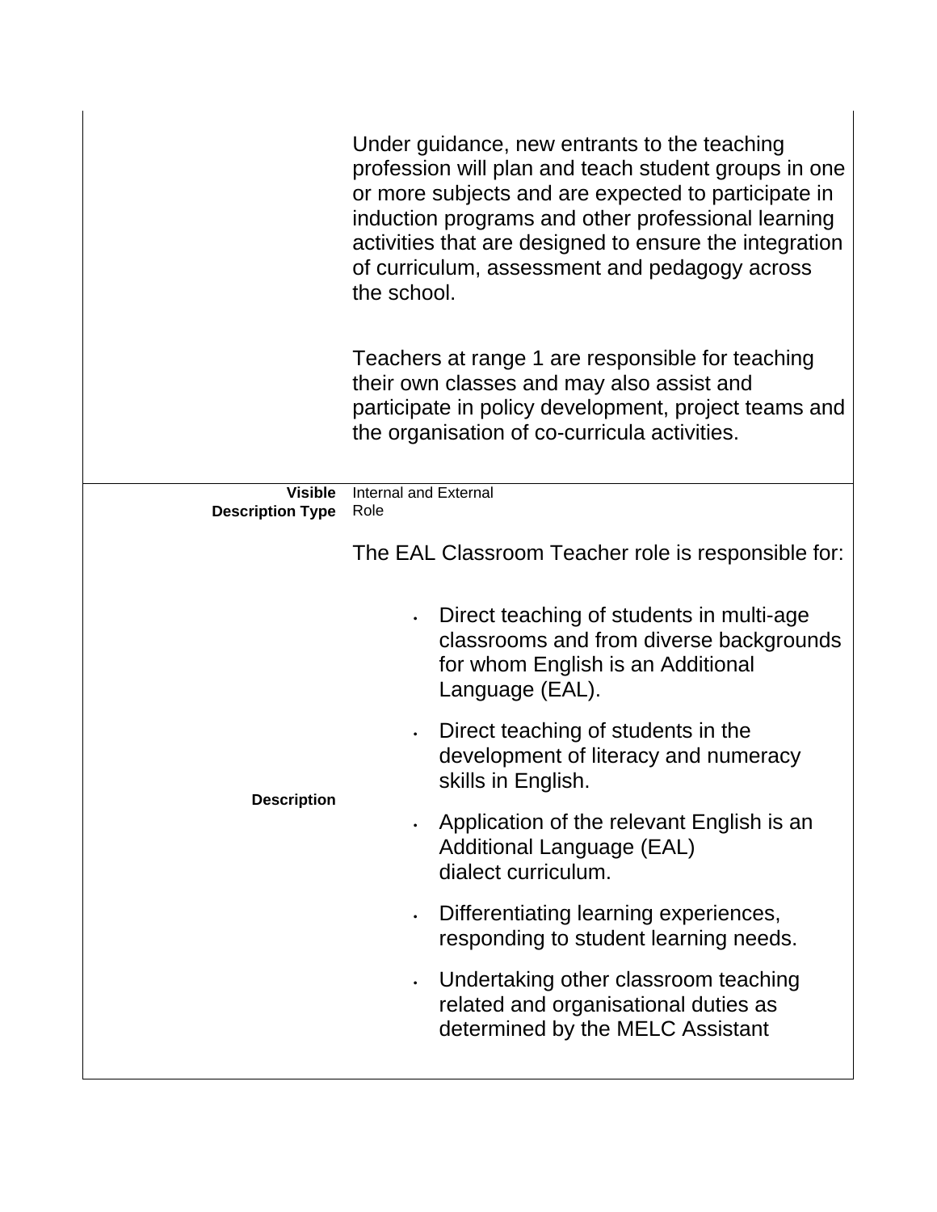| | |
|---|---|
| | Under guidance, new entrants to the teaching profession will plan and teach student groups in one or more subjects and are expected to participate in induction programs and other professional learning activities that are designed to ensure the integration of curriculum, assessment and pedagogy across the school.<br><br>Teachers at range 1 are responsible for teaching their own classes and may also assist and participate in policy development, project teams and the organisation of co-curricula activities. |
| **Visible** | Internal and External |
| **Description Type** | Role |
| **Description** | The EAL Classroom Teacher role is responsible for:<br><br>• Direct teaching of students in multi-age classrooms and from diverse backgrounds for whom English is an Additional Language (EAL).<br>• Direct teaching of students in the development of literacy and numeracy skills in English.<br>• Application of the relevant English is an Additional Language (EAL) dialect curriculum.<br>• Differentiating learning experiences, responding to student learning needs.<br>• Undertaking other classroom teaching related and organisational duties as determined by the MELC Assistant |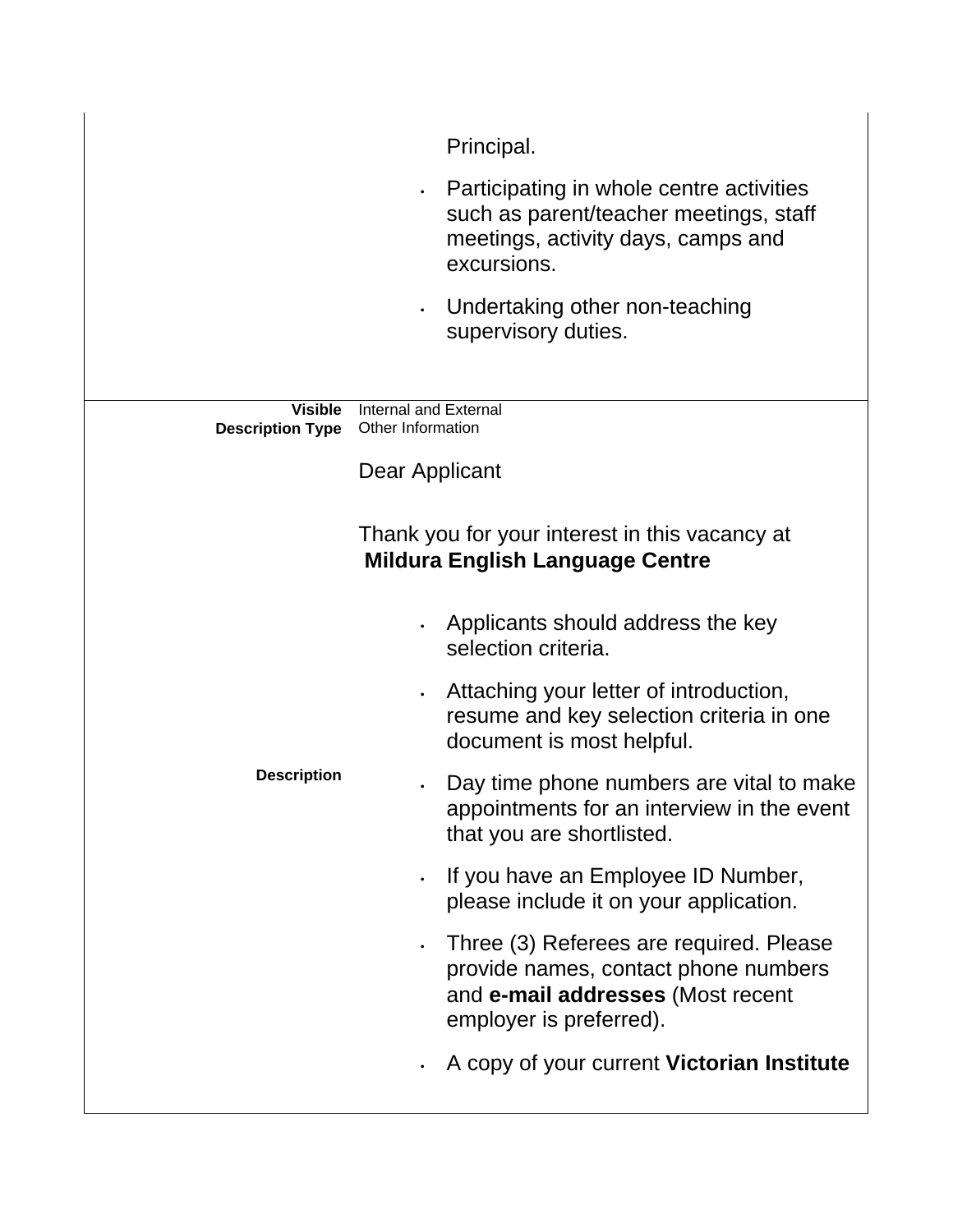Principal.

- Participating in whole centre activities such as parent/teacher meetings, staff meetings, activity days, camps and excursions.
- Undertaking other non-teaching supervisory duties.

| | |
|---|---|
| **Visible** | Internal and External |
| **Description Type** | Other Information |

**Description**

Dear Applicant

Thank you for your interest in this vacancy at **Mildura English Language Centre**

- Applicants should address the key selection criteria.
- Attaching your letter of introduction, resume and key selection criteria in one document is most helpful.
- Day time phone numbers are vital to make appointments for an interview in the event that you are shortlisted.
- If you have an Employee ID Number, please include it on your application.
- Three (3) Referees are required. Please provide names, contact phone numbers and **e-mail addresses** (Most recent employer is preferred).
- A copy of your current **Victorian Institute**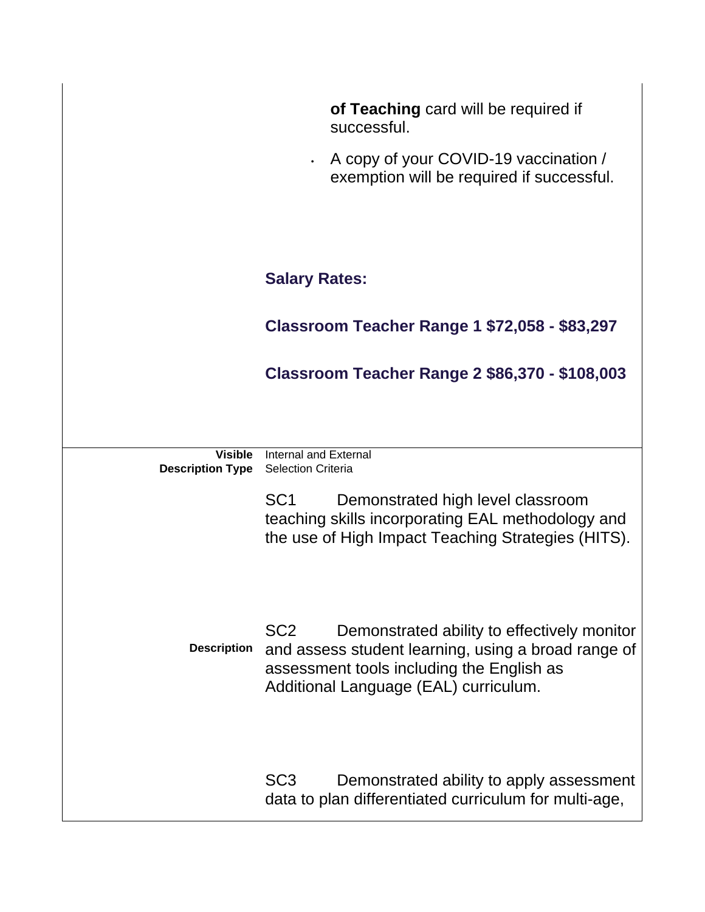**of Teaching** card will be required if successful.

- A copy of your COVID-19 vaccination / exemption will be required if successful.

**Salary Rates:**

**Classroom Teacher Range 1 $72,058 - $83,297**

**Classroom Teacher Range 2 $86,370 - $108,003**

| | |
|---|---|
| **Visible** | Internal and External |
| **Description Type** | Selection Criteria |
| **Description** | SC1 Demonstrated high level classroom teaching skills incorporating EAL methodology and the use of High Impact Teaching Strategies (HITS).<br><br>SC2 Demonstrated ability to effectively monitor and assess student learning, using a broad range of assessment tools including the English as Additional Language (EAL) curriculum.<br><br>SC3 Demonstrated ability to apply assessment data to plan differentiated curriculum for multi-age, |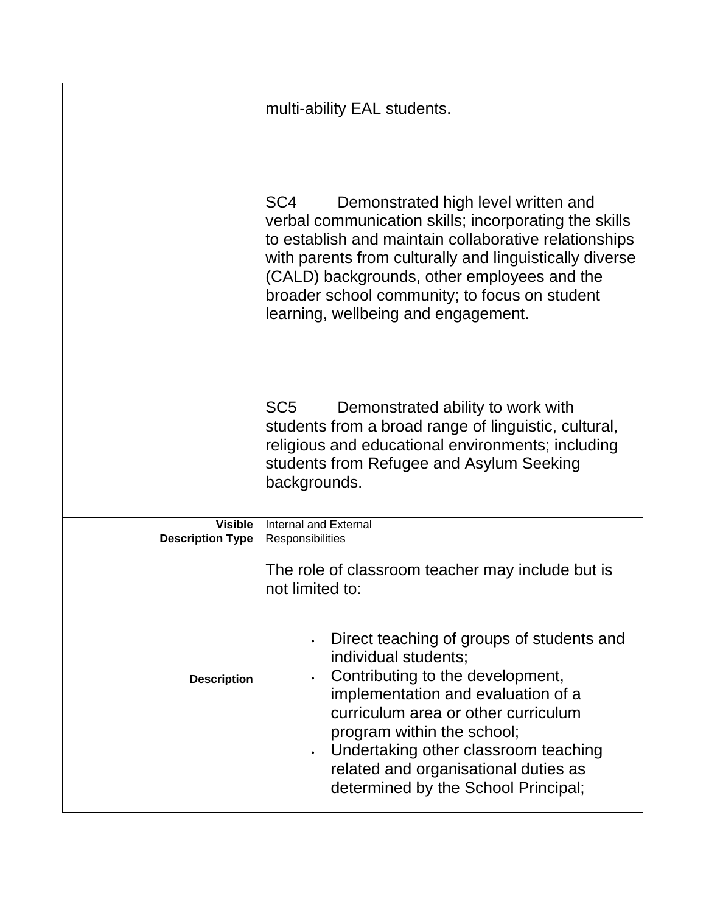| | |
|---|---|
| | multi-ability EAL students.<br><br>SC4 Demonstrated high level written and verbal communication skills; incorporating the skills to establish and maintain collaborative relationships with parents from culturally and linguistically diverse (CALD) backgrounds, other employees and the broader school community; to focus on student learning, wellbeing and engagement.<br><br>SC5 Demonstrated ability to work with students from a broad range of linguistic, cultural, religious and educational environments; including students from Refugee and Asylum Seeking backgrounds. |
| **Visible** | Internal and External |
| **Description Type** | Responsibilities |
| **Description** | The role of classroom teacher may include but is not limited to:<br><br>• Direct teaching of groups of students and individual students;<br>• Contributing to the development, implementation and evaluation of a curriculum area or other curriculum program within the school;<br>• Undertaking other classroom teaching related and organisational duties as determined by the School Principal; |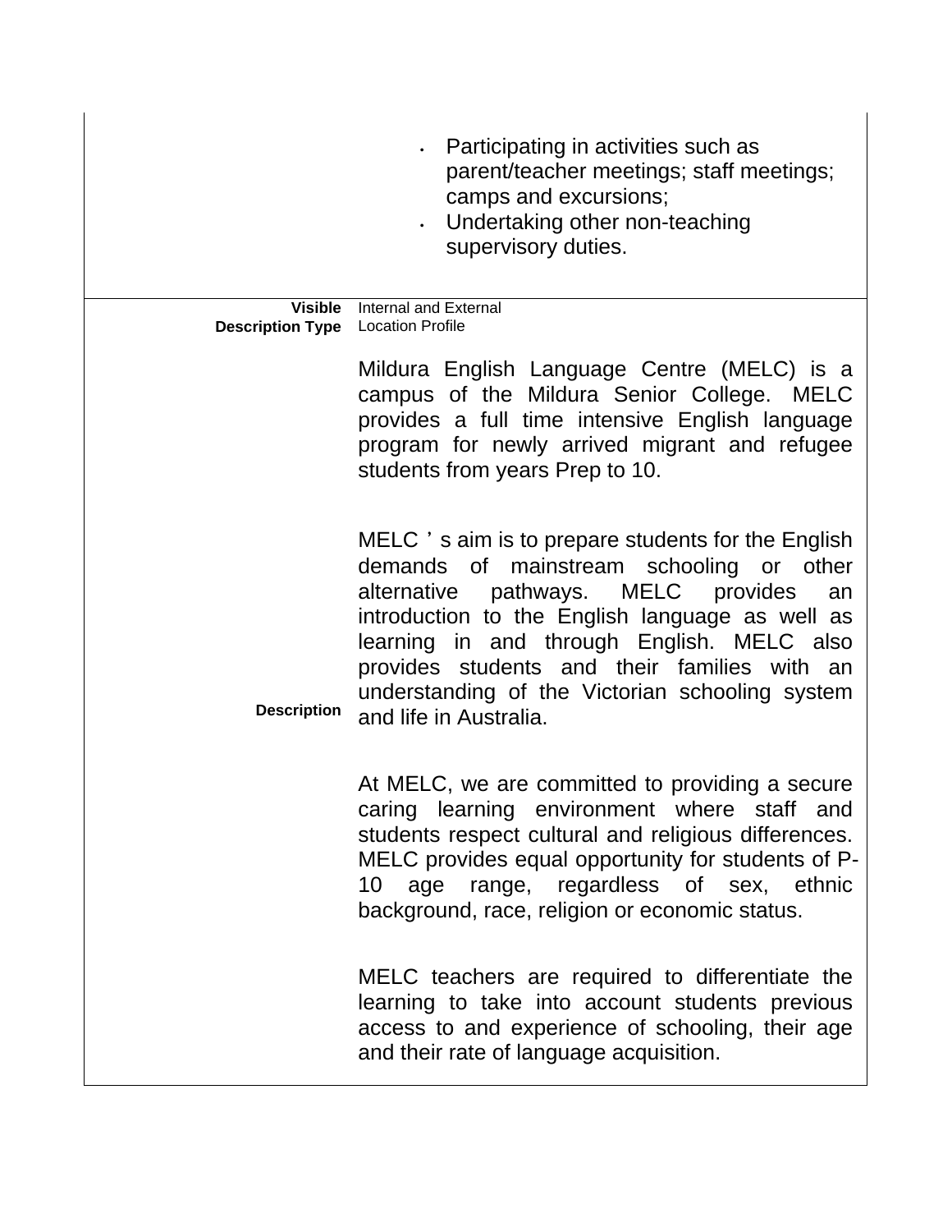| | |
|---|---|
| | • Participating in activities such as parent/teacher meetings; staff meetings; camps and excursions;<br>• Undertaking other non-teaching supervisory duties. |
| **Visible** | Internal and External |
| **Description Type** | Location Profile |
| **Description** | Mildura English Language Centre (MELC) is a campus of the Mildura Senior College. MELC provides a full time intensive English language program for newly arrived migrant and refugee students from years Prep to 10.<br><br>MELC ' s aim is to prepare students for the English demands of mainstream schooling or other alternative pathways. MELC provides an introduction to the English language as well as learning in and through English. MELC also provides students and their families with an understanding of the Victorian schooling system and life in Australia.<br><br>At MELC, we are committed to providing a secure caring learning environment where staff and students respect cultural and religious differences. MELC provides equal opportunity for students of P-10 age range, regardless of sex, ethnic background, race, religion or economic status.<br><br>MELC teachers are required to differentiate the learning to take into account students previous access to and experience of schooling, their age and their rate of language acquisition. |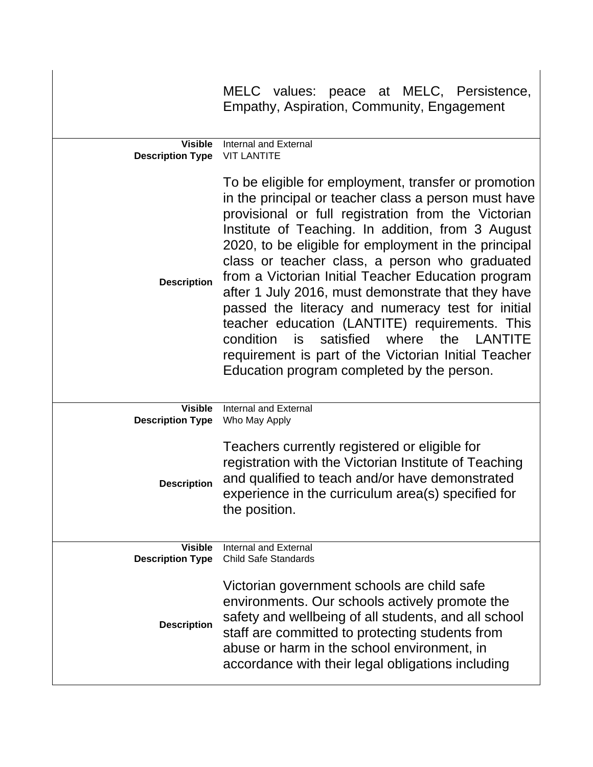| | |
|---|---|
| | MELC values: peace at MELC, Persistence, Empathy, Aspiration, Community, Engagement |
| **Visible** | Internal and External |
| **Description Type** | VIT LANTITE |
| **Description** | To be eligible for employment, transfer or promotion in the principal or teacher class a person must have provisional or full registration from the Victorian Institute of Teaching. In addition, from 3 August 2020, to be eligible for employment in the principal class or teacher class, a person who graduated from a Victorian Initial Teacher Education program after 1 July 2016, must demonstrate that they have passed the literacy and numeracy test for initial teacher education (LANTITE) requirements. This condition is satisfied where the LANTITE requirement is part of the Victorian Initial Teacher Education program completed by the person. |
| **Visible** | Internal and External |
| **Description Type** | Who May Apply |
| **Description** | Teachers currently registered or eligible for registration with the Victorian Institute of Teaching and qualified to teach and/or have demonstrated experience in the curriculum area(s) specified for the position. |
| **Visible** | Internal and External |
| **Description Type** | Child Safe Standards |
| **Description** | Victorian government schools are child safe environments. Our schools actively promote the safety and wellbeing of all students, and all school staff are committed to protecting students from abuse or harm in the school environment, in accordance with their legal obligations including |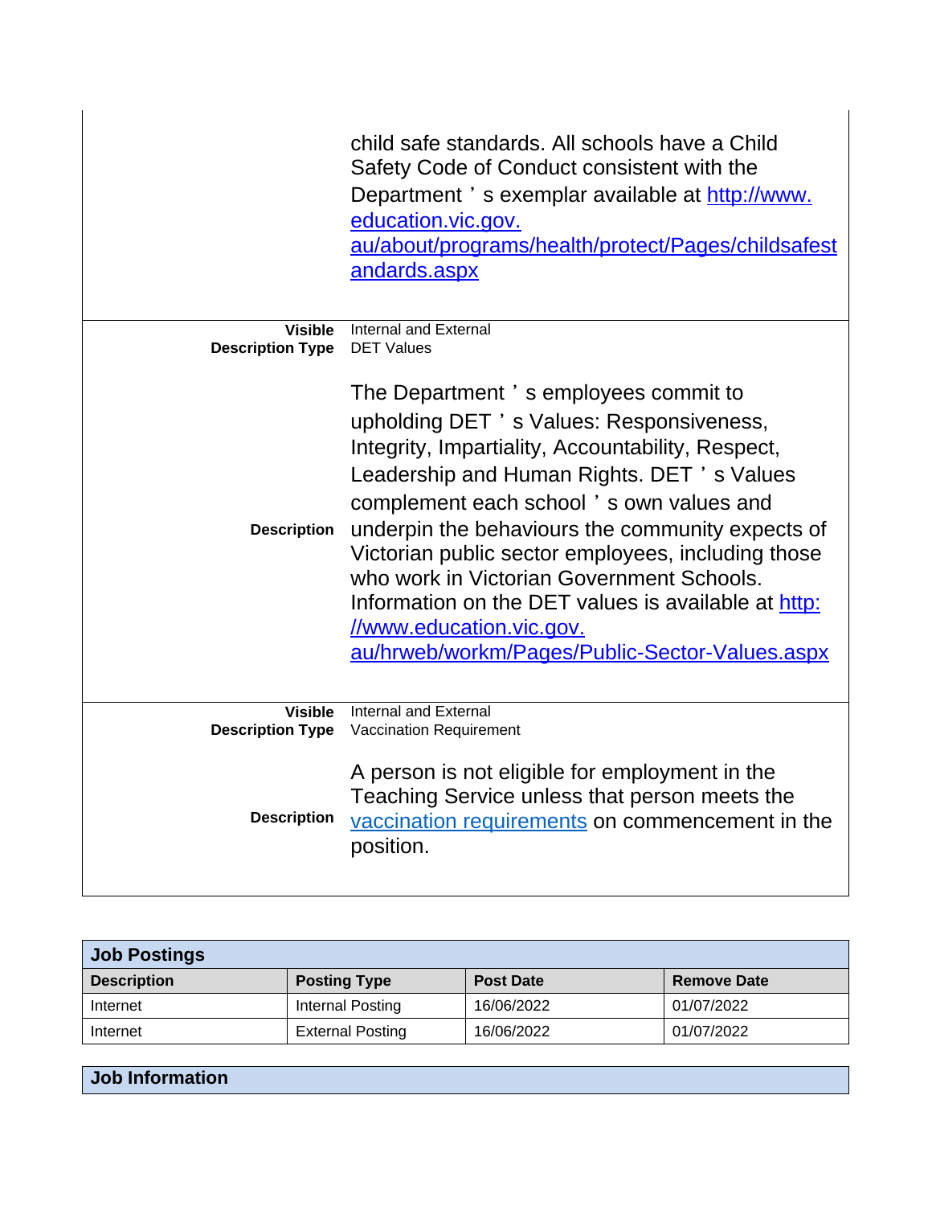child safe standards. All schools have a Child Safety Code of Conduct consistent with the Department ' s exemplar available at [http://www.education.vic.gov.au/about/programs/health/protect/Pages/childsafestandards.aspx](http://www.education.vic.gov.au/about/programs/health/protect/Pages/childsafestandards.aspx)

**Visible** Internal and External
**Description Type** DET Values

**Description**

The Department ' s employees commit to upholding DET ' s Values: Responsiveness, Integrity, Impartiality, Accountability, Respect, Leadership and Human Rights. DET ' s Values complement each school ' s own values and underpin the behaviours the community expects of Victorian public sector employees, including those who work in Victorian Government Schools. Information on the DET values is available at [http://www.education.vic.gov.au/hrweb/workm/Pages/Public-Sector-Values.aspx](http://www.education.vic.gov.au/hrweb/workm/Pages/Public-Sector-Values.aspx)

**Visible** Internal and External
**Description Type** Vaccination Requirement

**Description**

A person is not eligible for employment in the Teaching Service unless that person meets the vaccination requirements on commencement in the position.

## Job Postings

| Description | Posting Type | Post Date | Remove Date |
|---|---|---|---|
| Internet | Internal Posting | 16/06/2022 | 01/07/2022 |
| Internet | External Posting | 16/06/2022 | 01/07/2022 |

## Job Information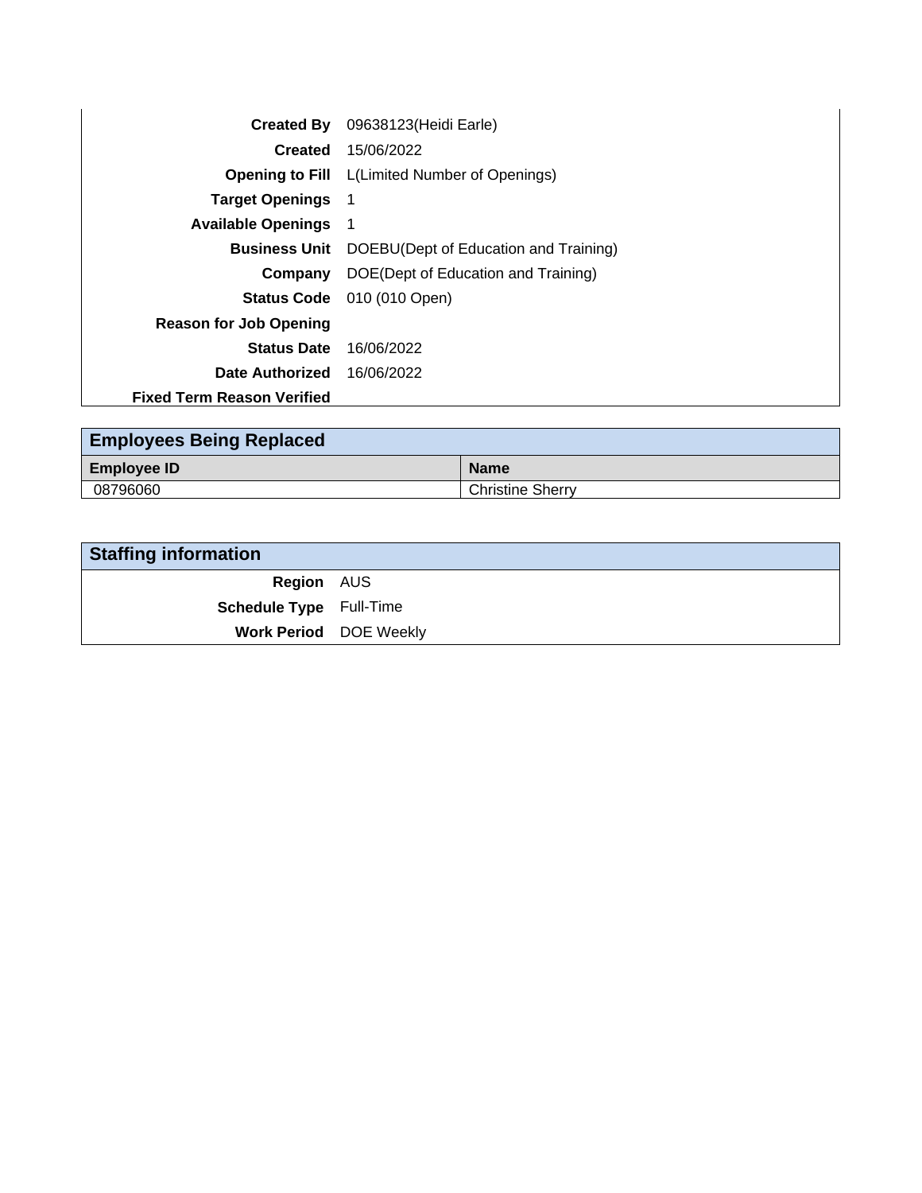| | |
|---|---|
| **Created By** | 09638123(Heidi Earle) |
| **Created** | 15/06/2022 |
| **Opening to Fill** | L(Limited Number of Openings) |
| **Target Openings** | 1 |
| **Available Openings** | 1 |
| **Business Unit** | DOEBU(Dept of Education and Training) |
| **Company** | DOE(Dept of Education and Training) |
| **Status Code** | 010 (010 Open) |
| **Reason for Job Opening** | |
| **Status Date** | 16/06/2022 |
| **Date Authorized** | 16/06/2022 |
| **Fixed Term Reason Verified** | |

## Employees Being Replaced

| Employee ID | Name |
|---|---|
| 08796060 | Christine Sherry |

## Staffing information

| | |
|---|---|
| **Region** | AUS |
| **Schedule Type** | Full-Time |
| **Work Period** | DOE Weekly |